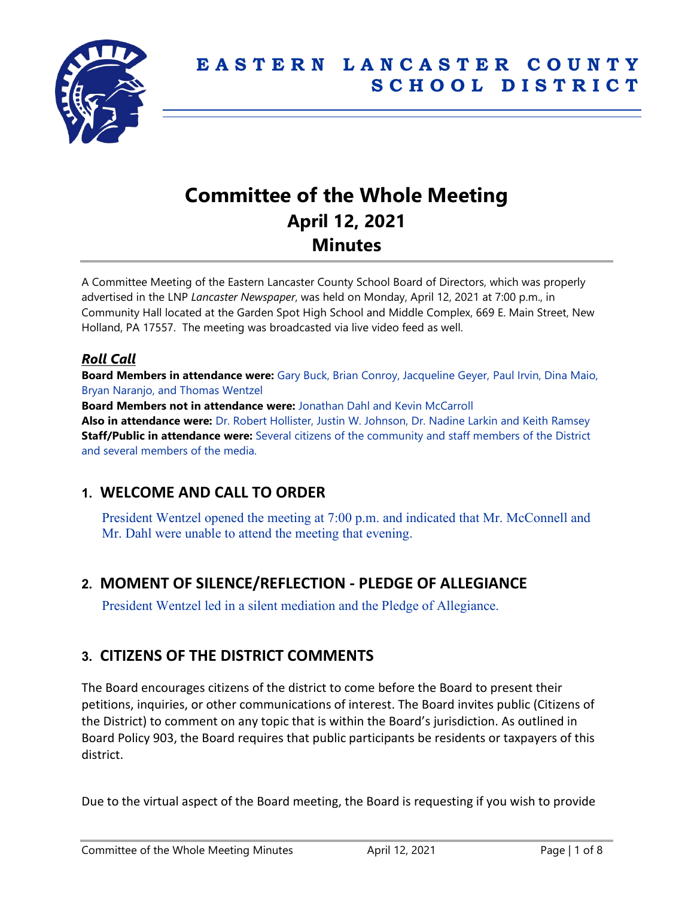# EASTERN LANCASTER COUNTY SCHOOL DISTRICT

# Committee of the Whole Meeting
## April 12, 2021
## Minutes

A Committee Meeting of the Eastern Lancaster County School Board of Directors, which was properly advertised in the LNP *Lancaster Newspaper*, was held on Monday, April 12, 2021 at 7:00 p.m., in Community Hall located at the Garden Spot High School and Middle Complex, 669 E. Main Street, New Holland, PA 17557. The meeting was broadcasted via live video feed as well.

### ***Roll Call***

**Board Members in attendance were:** Gary Buck, Brian Conroy, Jacqueline Geyer, Paul Irvin, Dina Maio, Bryan Naranjo, and Thomas Wentzel

**Board Members not in attendance were:** Jonathan Dahl and Kevin McCarroll

**Also in attendance were:** Dr. Robert Hollister, Justin W. Johnson, Dr. Nadine Larkin and Keith Ramsey

**Staff/Public in attendance were:** Several citizens of the community and staff members of the District and several members of the media.

## 1. WELCOME AND CALL TO ORDER

President Wentzel opened the meeting at 7:00 p.m. and indicated that Mr. McConnell and Mr. Dahl were unable to attend the meeting that evening.

## 2. MOMENT OF SILENCE/REFLECTION - PLEDGE OF ALLEGIANCE

President Wentzel led in a silent mediation and the Pledge of Allegiance.

## 3. CITIZENS OF THE DISTRICT COMMENTS

The Board encourages citizens of the district to come before the Board to present their petitions, inquiries, or other communications of interest. The Board invites public (Citizens of the District) to comment on any topic that is within the Board's jurisdiction. As outlined in Board Policy 903, the Board requires that public participants be residents or taxpayers of this district.

Due to the virtual aspect of the Board meeting, the Board is requesting if you wish to provide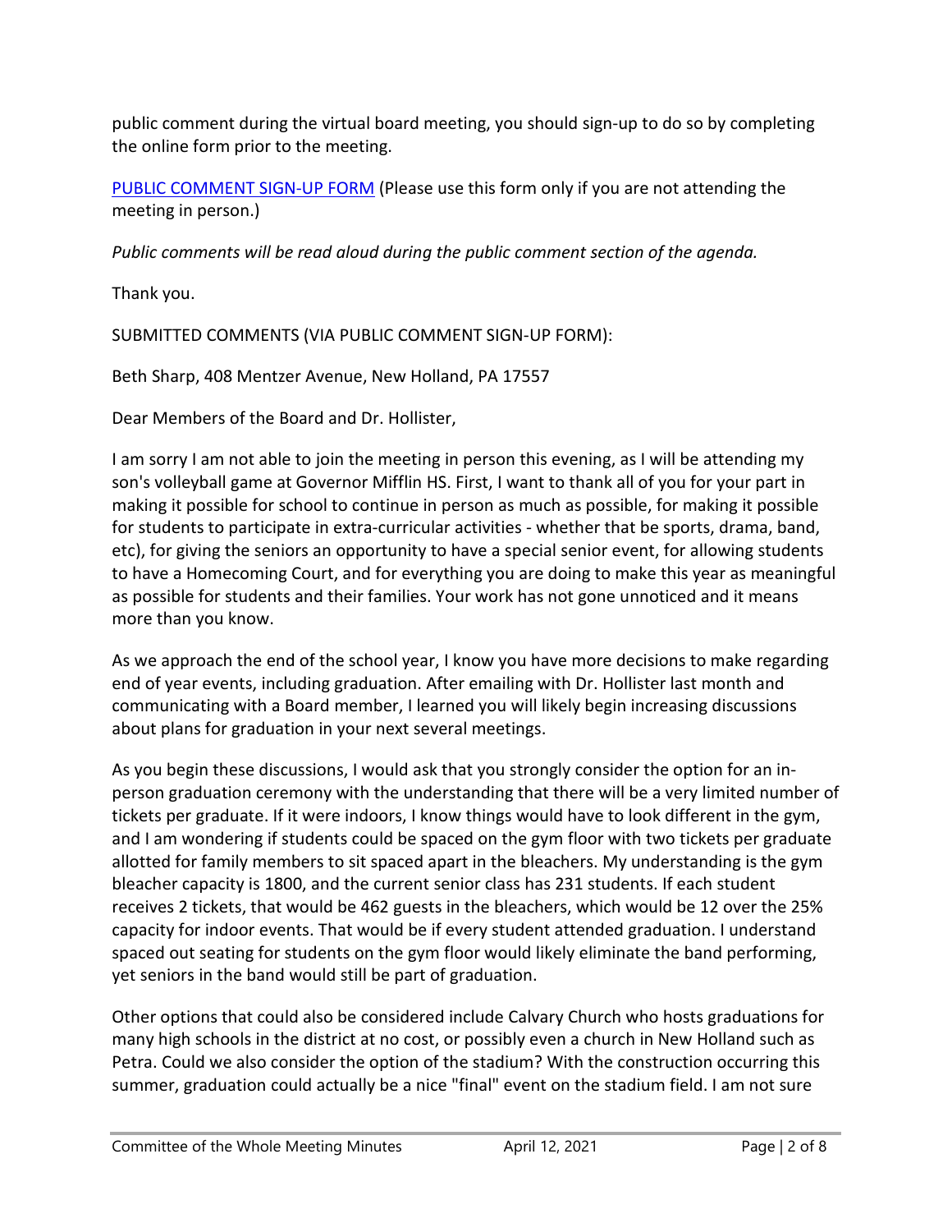public comment during the virtual board meeting, you should sign-up to do so by completing the online form prior to the meeting.

PUBLIC COMMENT SIGN-UP FORM (Please use this form only if you are not attending the meeting in person.)

*Public comments will be read aloud during the public comment section of the agenda.*

Thank you.

SUBMITTED COMMENTS (VIA PUBLIC COMMENT SIGN-UP FORM):

Beth Sharp, 408 Mentzer Avenue, New Holland, PA 17557

Dear Members of the Board and Dr. Hollister,

I am sorry I am not able to join the meeting in person this evening, as I will be attending my son's volleyball game at Governor Mifflin HS. First, I want to thank all of you for your part in making it possible for school to continue in person as much as possible, for making it possible for students to participate in extra-curricular activities - whether that be sports, drama, band, etc), for giving the seniors an opportunity to have a special senior event, for allowing students to have a Homecoming Court, and for everything you are doing to make this year as meaningful as possible for students and their families. Your work has not gone unnoticed and it means more than you know.

As we approach the end of the school year, I know you have more decisions to make regarding end of year events, including graduation. After emailing with Dr. Hollister last month and communicating with a Board member, I learned you will likely begin increasing discussions about plans for graduation in your next several meetings.

As you begin these discussions, I would ask that you strongly consider the option for an in-person graduation ceremony with the understanding that there will be a very limited number of tickets per graduate. If it were indoors, I know things would have to look different in the gym, and I am wondering if students could be spaced on the gym floor with two tickets per graduate allotted for family members to sit spaced apart in the bleachers. My understanding is the gym bleacher capacity is 1800, and the current senior class has 231 students. If each student receives 2 tickets, that would be 462 guests in the bleachers, which would be 12 over the 25% capacity for indoor events. That would be if every student attended graduation. I understand spaced out seating for students on the gym floor would likely eliminate the band performing, yet seniors in the band would still be part of graduation.

Other options that could also be considered include Calvary Church who hosts graduations for many high schools in the district at no cost, or possibly even a church in New Holland such as Petra. Could we also consider the option of the stadium? With the construction occurring this summer, graduation could actually be a nice "final" event on the stadium field. I am not sure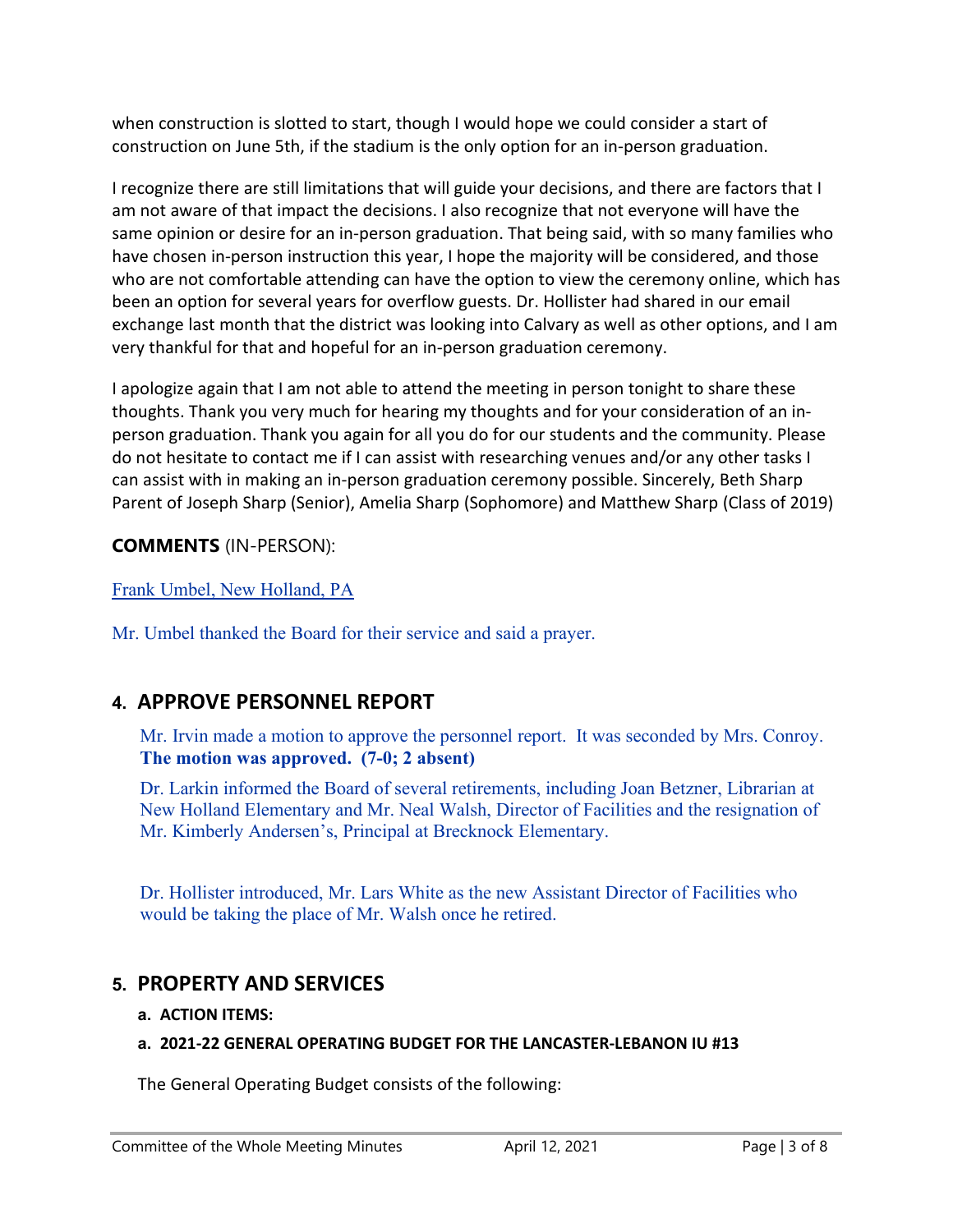when construction is slotted to start, though I would hope we could consider a start of construction on June 5th, if the stadium is the only option for an in-person graduation.

I recognize there are still limitations that will guide your decisions, and there are factors that I am not aware of that impact the decisions. I also recognize that not everyone will have the same opinion or desire for an in-person graduation. That being said, with so many families who have chosen in-person instruction this year, I hope the majority will be considered, and those who are not comfortable attending can have the option to view the ceremony online, which has been an option for several years for overflow guests. Dr. Hollister had shared in our email exchange last month that the district was looking into Calvary as well as other options, and I am very thankful for that and hopeful for an in-person graduation ceremony.

I apologize again that I am not able to attend the meeting in person tonight to share these thoughts. Thank you very much for hearing my thoughts and for your consideration of an in-person graduation. Thank you again for all you do for our students and the community. Please do not hesitate to contact me if I can assist with researching venues and/or any other tasks I can assist with in making an in-person graduation ceremony possible. Sincerely, Beth Sharp Parent of Joseph Sharp (Senior), Amelia Sharp (Sophomore) and Matthew Sharp (Class of 2019)

**COMMENTS** (IN-PERSON):

Frank Umbel, New Holland, PA

Mr. Umbel thanked the Board for their service and said a prayer.

## 4. APPROVE PERSONNEL REPORT

Mr. Irvin made a motion to approve the personnel report. It was seconded by Mrs. Conroy. **The motion was approved. (7-0; 2 absent)**

Dr. Larkin informed the Board of several retirements, including Joan Betzner, Librarian at New Holland Elementary and Mr. Neal Walsh, Director of Facilities and the resignation of Mr. Kimberly Andersen's, Principal at Brecknock Elementary.

Dr. Hollister introduced, Mr. Lars White as the new Assistant Director of Facilities who would be taking the place of Mr. Walsh once he retired.

## 5. PROPERTY AND SERVICES

**a. ACTION ITEMS:**

**a. 2021-22 GENERAL OPERATING BUDGET FOR THE LANCASTER-LEBANON IU #13**

The General Operating Budget consists of the following: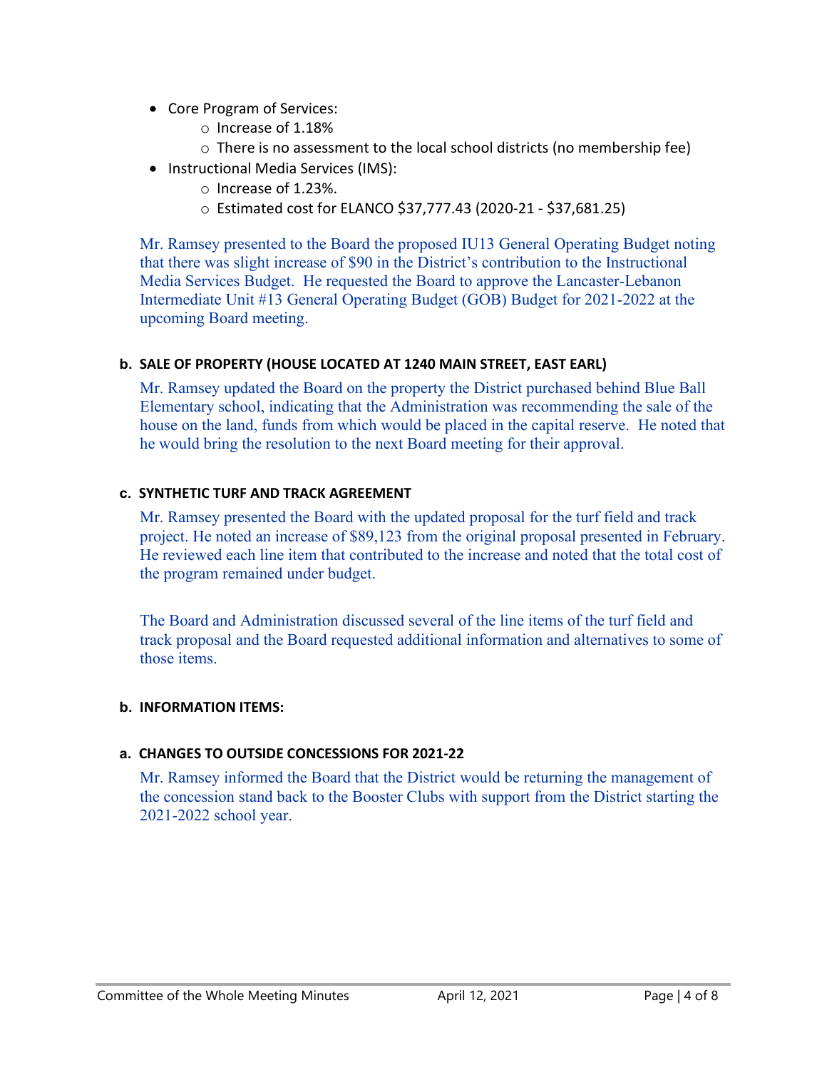- Core Program of Services:
    - Increase of 1.18%
    - There is no assessment to the local school districts (no membership fee)
- Instructional Media Services (IMS):
    - Increase of 1.23%.
    - Estimated cost for ELANCO $37,777.43 (2020-21 - $37,681.25)

Mr. Ramsey presented to the Board the proposed IU13 General Operating Budget noting that there was slight increase of $90 in the District's contribution to the Instructional Media Services Budget. He requested the Board to approve the Lancaster-Lebanon Intermediate Unit #13 General Operating Budget (GOB) Budget for 2021-2022 at the upcoming Board meeting.

**b. SALE OF PROPERTY (HOUSE LOCATED AT 1240 MAIN STREET, EAST EARL)**

Mr. Ramsey updated the Board on the property the District purchased behind Blue Ball Elementary school, indicating that the Administration was recommending the sale of the house on the land, funds from which would be placed in the capital reserve. He noted that he would bring the resolution to the next Board meeting for their approval.

**c. SYNTHETIC TURF AND TRACK AGREEMENT**

Mr. Ramsey presented the Board with the updated proposal for the turf field and track project. He noted an increase of $89,123 from the original proposal presented in February. He reviewed each line item that contributed to the increase and noted that the total cost of the program remained under budget.

The Board and Administration discussed several of the line items of the turf field and track proposal and the Board requested additional information and alternatives to some of those items.

**b. INFORMATION ITEMS:**

**a. CHANGES TO OUTSIDE CONCESSIONS FOR 2021-22**

Mr. Ramsey informed the Board that the District would be returning the management of the concession stand back to the Booster Clubs with support from the District starting the 2021-2022 school year.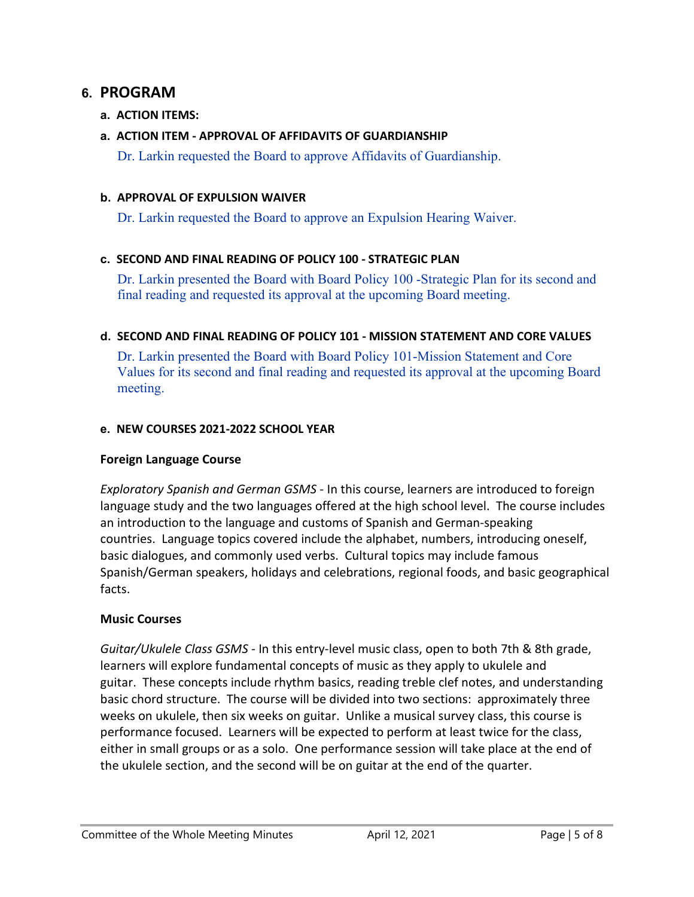## 6. PROGRAM

### a. ACTION ITEMS:

### a. ACTION ITEM - APPROVAL OF AFFIDAVITS OF GUARDIANSHIP

Dr. Larkin requested the Board to approve Affidavits of Guardianship.

### b. APPROVAL OF EXPULSION WAIVER

Dr. Larkin requested the Board to approve an Expulsion Hearing Waiver.

### c. SECOND AND FINAL READING OF POLICY 100 - STRATEGIC PLAN

Dr. Larkin presented the Board with Board Policy 100 -Strategic Plan for its second and final reading and requested its approval at the upcoming Board meeting.

### d. SECOND AND FINAL READING OF POLICY 101 - MISSION STATEMENT AND CORE VALUES

Dr. Larkin presented the Board with Board Policy 101-Mission Statement and Core Values for its second and final reading and requested its approval at the upcoming Board meeting.

### e. NEW COURSES 2021-2022 SCHOOL YEAR

**Foreign Language Course**

*Exploratory Spanish and German GSMS* - In this course, learners are introduced to foreign language study and the two languages offered at the high school level. The course includes an introduction to the language and customs of Spanish and German-speaking countries. Language topics covered include the alphabet, numbers, introducing oneself, basic dialogues, and commonly used verbs. Cultural topics may include famous Spanish/German speakers, holidays and celebrations, regional foods, and basic geographical facts.

**Music Courses**

*Guitar/Ukulele Class GSMS* - In this entry-level music class, open to both 7th & 8th grade, learners will explore fundamental concepts of music as they apply to ukulele and guitar. These concepts include rhythm basics, reading treble clef notes, and understanding basic chord structure. The course will be divided into two sections: approximately three weeks on ukulele, then six weeks on guitar. Unlike a musical survey class, this course is performance focused. Learners will be expected to perform at least twice for the class, either in small groups or as a solo. One performance session will take place at the end of the ukulele section, and the second will be on guitar at the end of the quarter.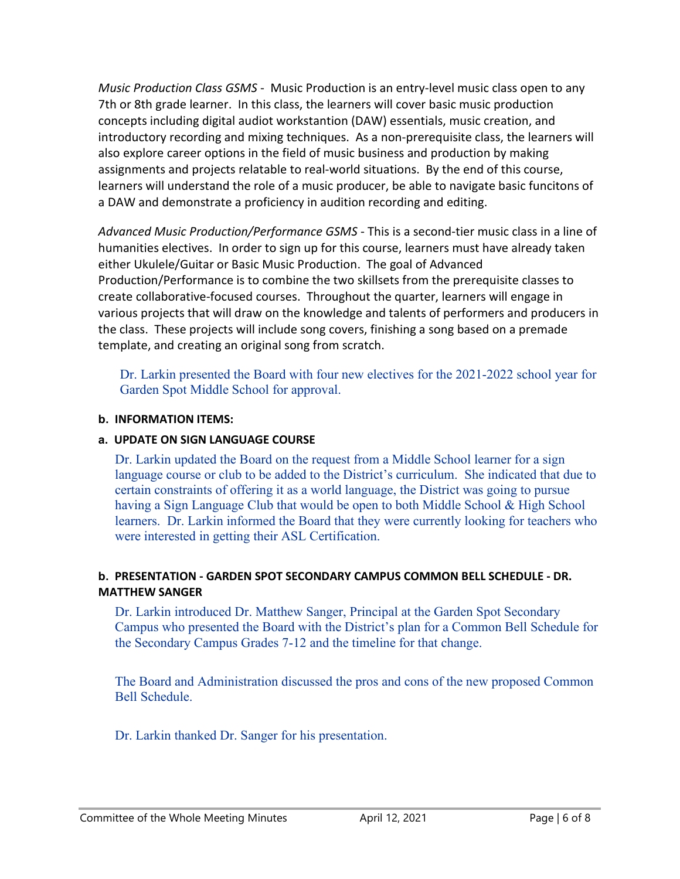*Music Production Class GSMS* - Music Production is an entry-level music class open to any 7th or 8th grade learner. In this class, the learners will cover basic music production concepts including digital audiot workstantion (DAW) essentials, music creation, and introductory recording and mixing techniques. As a non-prerequisite class, the learners will also explore career options in the field of music business and production by making assignments and projects relatable to real-world situations. By the end of this course, learners will understand the role of a music producer, be able to navigate basic funcitons of a DAW and demonstrate a proficiency in audition recording and editing.

*Advanced Music Production/Performance GSMS* - This is a second-tier music class in a line of humanities electives. In order to sign up for this course, learners must have already taken either Ukulele/Guitar or Basic Music Production. The goal of Advanced Production/Performance is to combine the two skillsets from the prerequisite classes to create collaborative-focused courses. Throughout the quarter, learners will engage in various projects that will draw on the knowledge and talents of performers and producers in the class. These projects will include song covers, finishing a song based on a premade template, and creating an original song from scratch.

Dr. Larkin presented the Board with four new electives for the 2021-2022 school year for Garden Spot Middle School for approval.

**b. INFORMATION ITEMS:**

**a. UPDATE ON SIGN LANGUAGE COURSE**

Dr. Larkin updated the Board on the request from a Middle School learner for a sign language course or club to be added to the District's curriculum. She indicated that due to certain constraints of offering it as a world language, the District was going to pursue having a Sign Language Club that would be open to both Middle School & High School learners. Dr. Larkin informed the Board that they were currently looking for teachers who were interested in getting their ASL Certification.

**b. PRESENTATION - GARDEN SPOT SECONDARY CAMPUS COMMON BELL SCHEDULE - DR. MATTHEW SANGER**

Dr. Larkin introduced Dr. Matthew Sanger, Principal at the Garden Spot Secondary Campus who presented the Board with the District's plan for a Common Bell Schedule for the Secondary Campus Grades 7-12 and the timeline for that change.

The Board and Administration discussed the pros and cons of the new proposed Common Bell Schedule.

Dr. Larkin thanked Dr. Sanger for his presentation.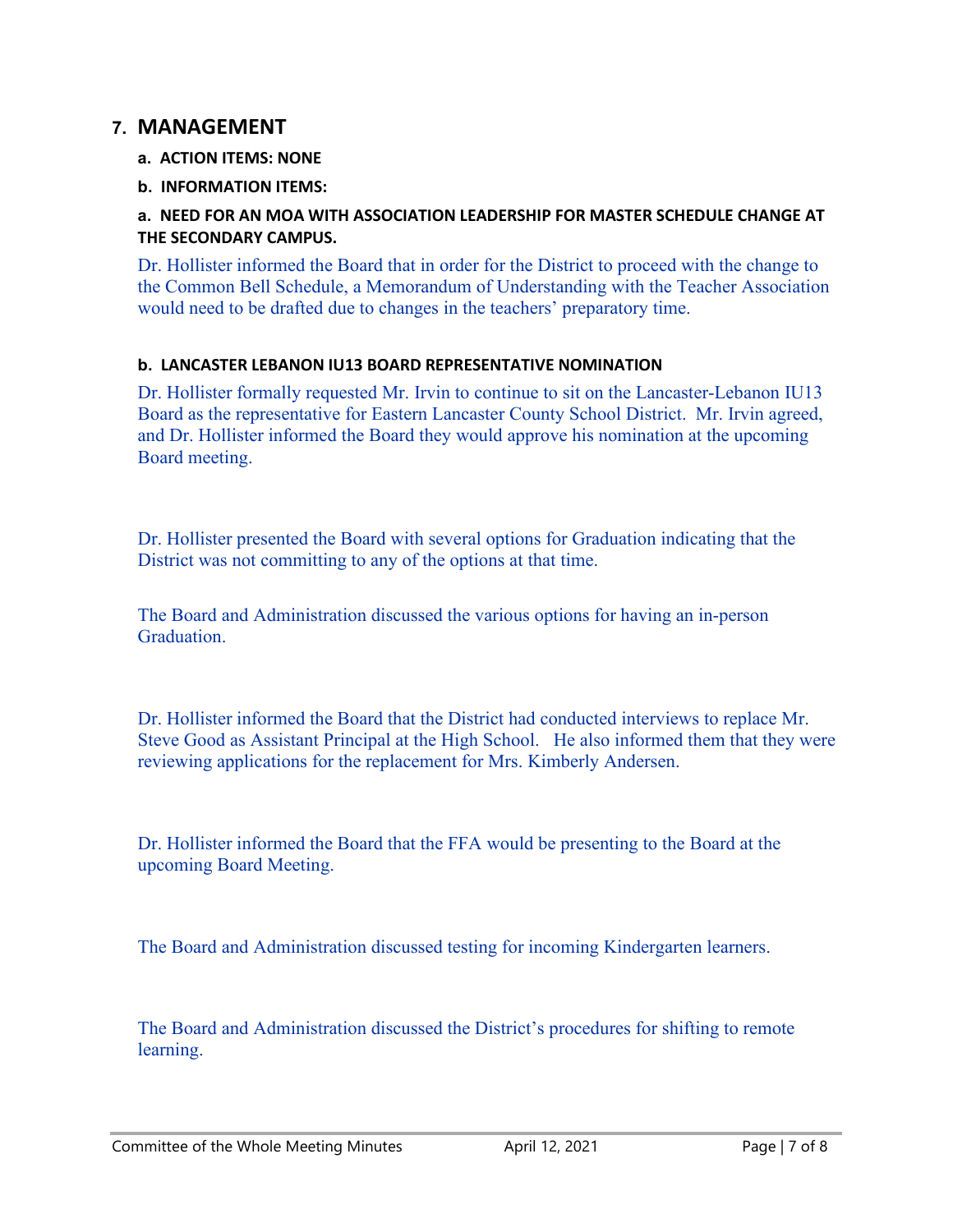## 7. MANAGEMENT

**a. ACTION ITEMS: NONE**

**b. INFORMATION ITEMS:**

**a. NEED FOR AN MOA WITH ASSOCIATION LEADERSHIP FOR MASTER SCHEDULE CHANGE AT THE SECONDARY CAMPUS.**

Dr. Hollister informed the Board that in order for the District to proceed with the change to the Common Bell Schedule, a Memorandum of Understanding with the Teacher Association would need to be drafted due to changes in the teachers' preparatory time.

**b. LANCASTER LEBANON IU13 BOARD REPRESENTATIVE NOMINATION**

Dr. Hollister formally requested Mr. Irvin to continue to sit on the Lancaster-Lebanon IU13 Board as the representative for Eastern Lancaster County School District. Mr. Irvin agreed, and Dr. Hollister informed the Board they would approve his nomination at the upcoming Board meeting.

Dr. Hollister presented the Board with several options for Graduation indicating that the District was not committing to any of the options at that time.

The Board and Administration discussed the various options for having an in-person Graduation.

Dr. Hollister informed the Board that the District had conducted interviews to replace Mr. Steve Good as Assistant Principal at the High School. He also informed them that they were reviewing applications for the replacement for Mrs. Kimberly Andersen.

Dr. Hollister informed the Board that the FFA would be presenting to the Board at the upcoming Board Meeting.

The Board and Administration discussed testing for incoming Kindergarten learners.

The Board and Administration discussed the District's procedures for shifting to remote learning.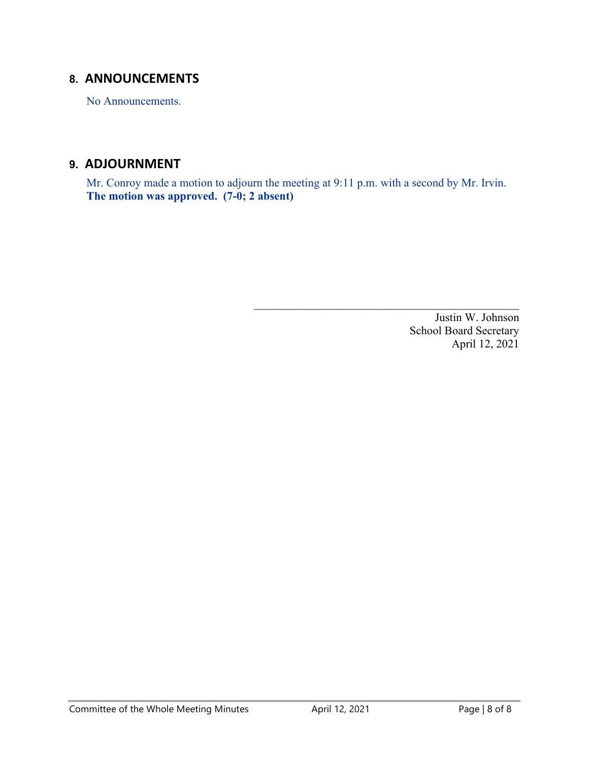## 8. ANNOUNCEMENTS

No Announcements.

## 9. ADJOURNMENT

Mr. Conroy made a motion to adjourn the meeting at 9:11 p.m. with a second by Mr. Irvin.
**The motion was approved. (7-0; 2 absent)**

\_\_\_\_\_\_\_\_\_\_\_\_\_\_\_\_\_\_\_\_\_\_\_\_\_\_\_\_\_\_\_\_\_\_\_\_\_\_\_\_

Justin W. Johnson
School Board Secretary
April 12, 2021